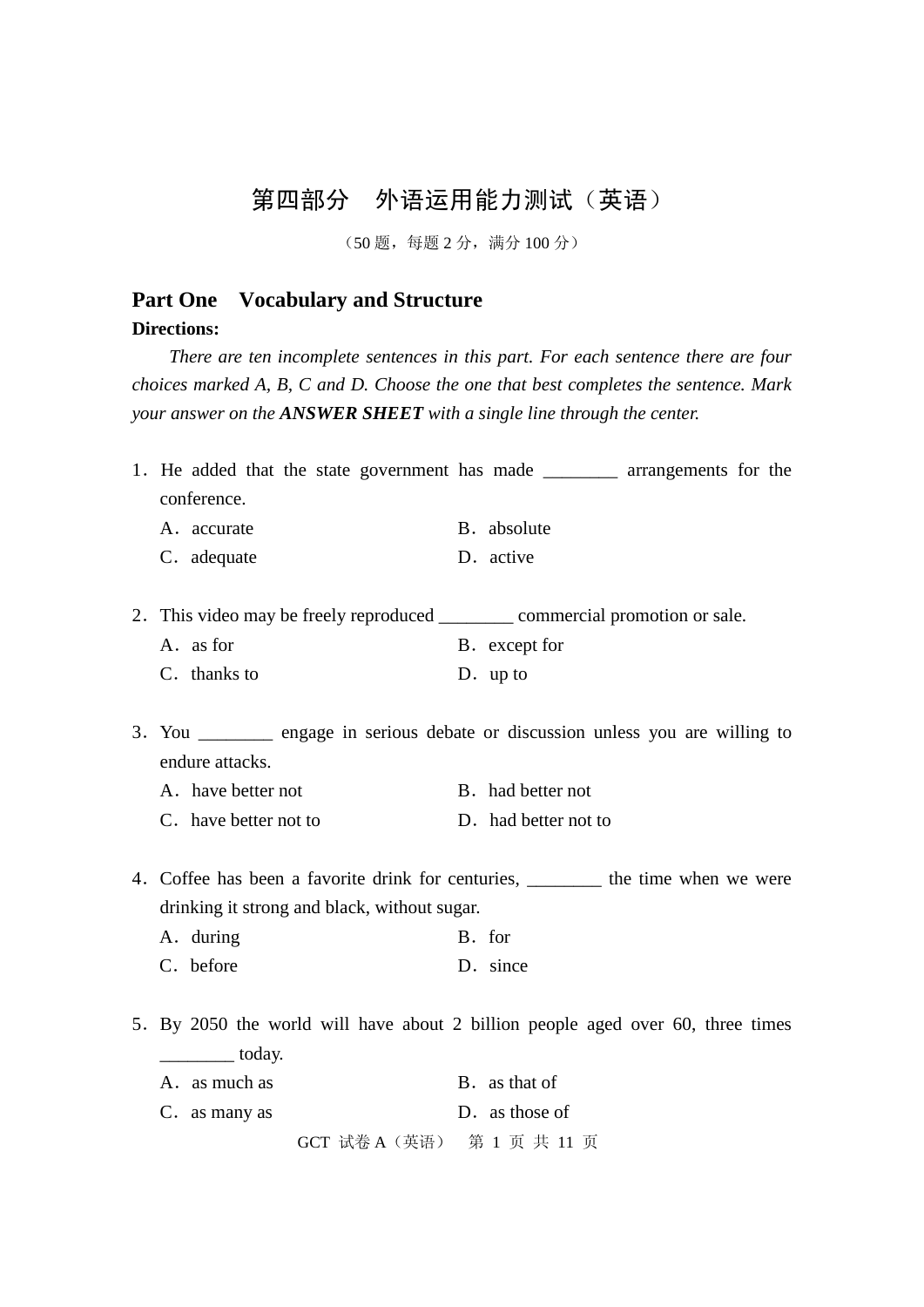# 第四部分　外语运用能力测试（英语）

（50 题，每题 2 分，满分 100 分）

## Part One　Vocabulary and Structure

**Directions:**

*There are ten incomplete sentences in this part. For each sentence there are four choices marked A, B, C and D. Choose the one that best completes the sentence. Mark your answer on the* ***ANSWER SHEET*** *with a single line through the center.*

1．He added that the state government has made ________ arrangements for the conference.

A．accurate　　B．absolute

C．adequate　　D．active

2．This video may be freely reproduced ________ commercial promotion or sale.

A．as for　　B．except for

C．thanks to　　D．up to

3．You ________ engage in serious debate or discussion unless you are willing to endure attacks.

A．have better not　　B．had better not

C．have better not to　　D．had better not to

4．Coffee has been a favorite drink for centuries, ________ the time when we were drinking it strong and black, without sugar.

A．during　　B．for

C．before　　D．since

5．By 2050 the world will have about 2 billion people aged over 60, three times ________ today.

A．as much as　　B．as that of

C．as many as　　D．as those of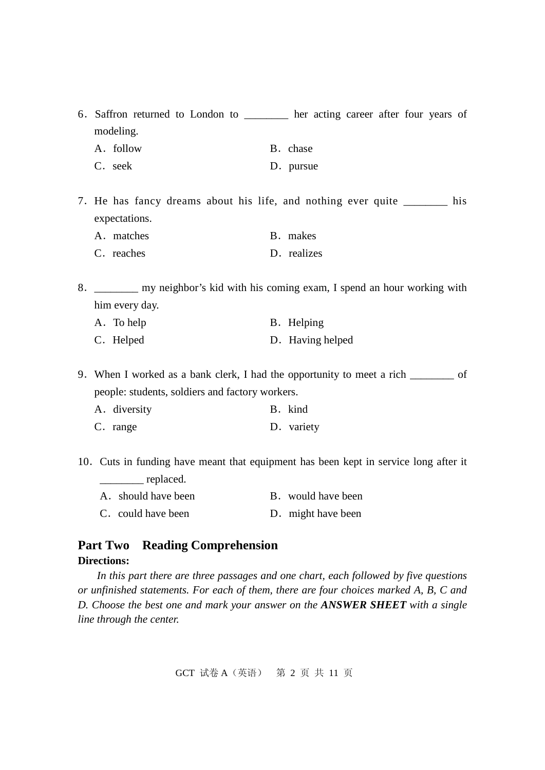6．Saffron returned to London to ________ her acting career after four years of modeling.

A．follow　　B．chase

C．seek　　D．pursue

7．He has fancy dreams about his life, and nothing ever quite ________ his expectations.

A．matches　　B．makes

C．reaches　　D．realizes

8．________ my neighbor's kid with his coming exam, I spend an hour working with him every day.

A．To help　　B．Helping

C．Helped　　D．Having helped

9．When I worked as a bank clerk, I had the opportunity to meet a rich ________ of people: students, soldiers and factory workers.

A．diversity　　B．kind

C．range　　D．variety

10．Cuts in funding have meant that equipment has been kept in service long after it ________ replaced.

A．should have been　　B．would have been

C．could have been　　D．might have been

## Part Two　Reading Comprehension

**Directions:**

*In this part there are three passages and one chart, each followed by five questions or unfinished statements. For each of them, there are four choices marked A, B, C and D. Choose the best one and mark your answer on the* ***ANSWER SHEET*** *with a single line through the center.*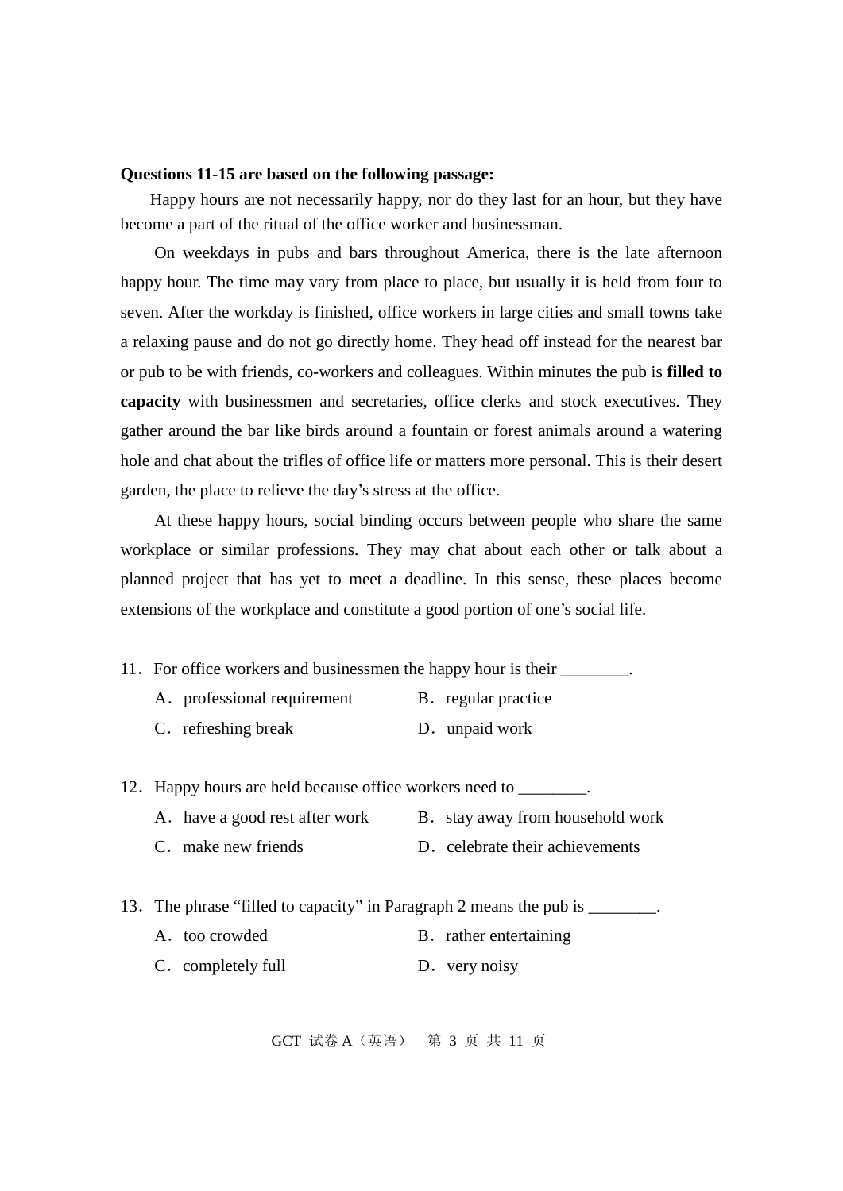**Questions 11-15 are based on the following passage:**

Happy hours are not necessarily happy, nor do they last for an hour, but they have become a part of the ritual of the office worker and businessman.

On weekdays in pubs and bars throughout America, there is the late afternoon happy hour. The time may vary from place to place, but usually it is held from four to seven. After the workday is finished, office workers in large cities and small towns take a relaxing pause and do not go directly home. They head off instead for the nearest bar or pub to be with friends, co-workers and colleagues. Within minutes the pub is **filled to capacity** with businessmen and secretaries, office clerks and stock executives. They gather around the bar like birds around a fountain or forest animals around a watering hole and chat about the trifles of office life or matters more personal. This is their desert garden, the place to relieve the day's stress at the office.

At these happy hours, social binding occurs between people who share the same workplace or similar professions. They may chat about each other or talk about a planned project that has yet to meet a deadline. In this sense, these places become extensions of the workplace and constitute a good portion of one's social life.

11．For office workers and businessmen the happy hour is their ________.

A．professional requirement
B．regular practice
C．refreshing break
D．unpaid work

12．Happy hours are held because office workers need to ________.

A．have a good rest after work
B．stay away from household work
C．make new friends
D．celebrate their achievements

13．The phrase "filled to capacity" in Paragraph 2 means the pub is ________.

A．too crowded
B．rather entertaining
C．completely full
D．very noisy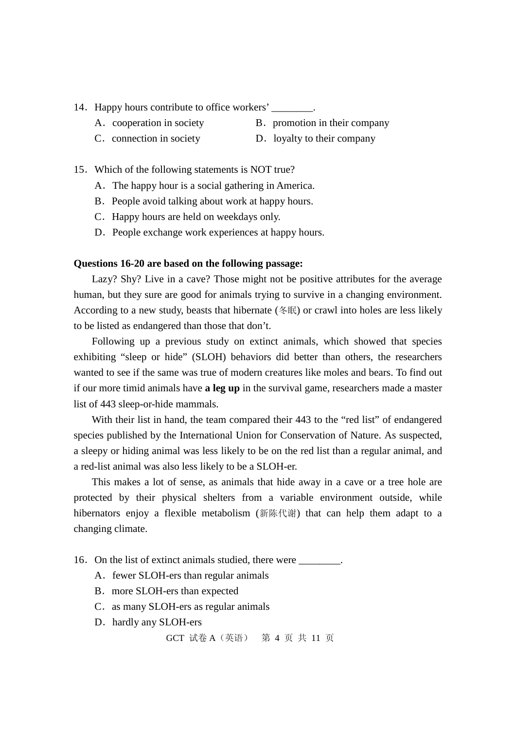14．Happy hours contribute to office workers' ________.

A．cooperation in society　　　B．promotion in their company

C．connection in society　　　D．loyalty to their company

15．Which of the following statements is NOT true?

A．The happy hour is a social gathering in America.

B．People avoid talking about work at happy hours.

C．Happy hours are held on weekdays only.

D．People exchange work experiences at happy hours.

**Questions 16-20 are based on the following passage:**

Lazy? Shy? Live in a cave? Those might not be positive attributes for the average human, but they sure are good for animals trying to survive in a changing environment. According to a new study, beasts that hibernate (冬眠) or crawl into holes are less likely to be listed as endangered than those that don't.

Following up a previous study on extinct animals, which showed that species exhibiting "sleep or hide" (SLOH) behaviors did better than others, the researchers wanted to see if the same was true of modern creatures like moles and bears. To find out if our more timid animals have **a leg up** in the survival game, researchers made a master list of 443 sleep-or-hide mammals.

With their list in hand, the team compared their 443 to the "red list" of endangered species published by the International Union for Conservation of Nature. As suspected, a sleepy or hiding animal was less likely to be on the red list than a regular animal, and a red-list animal was also less likely to be a SLOH-er.

This makes a lot of sense, as animals that hide away in a cave or a tree hole are protected by their physical shelters from a variable environment outside, while hibernators enjoy a flexible metabolism (新陈代谢) that can help them adapt to a changing climate.

16．On the list of extinct animals studied, there were ________.

A．fewer SLOH-ers than regular animals

B．more SLOH-ers than expected

C．as many SLOH-ers as regular animals

D．hardly any SLOH-ers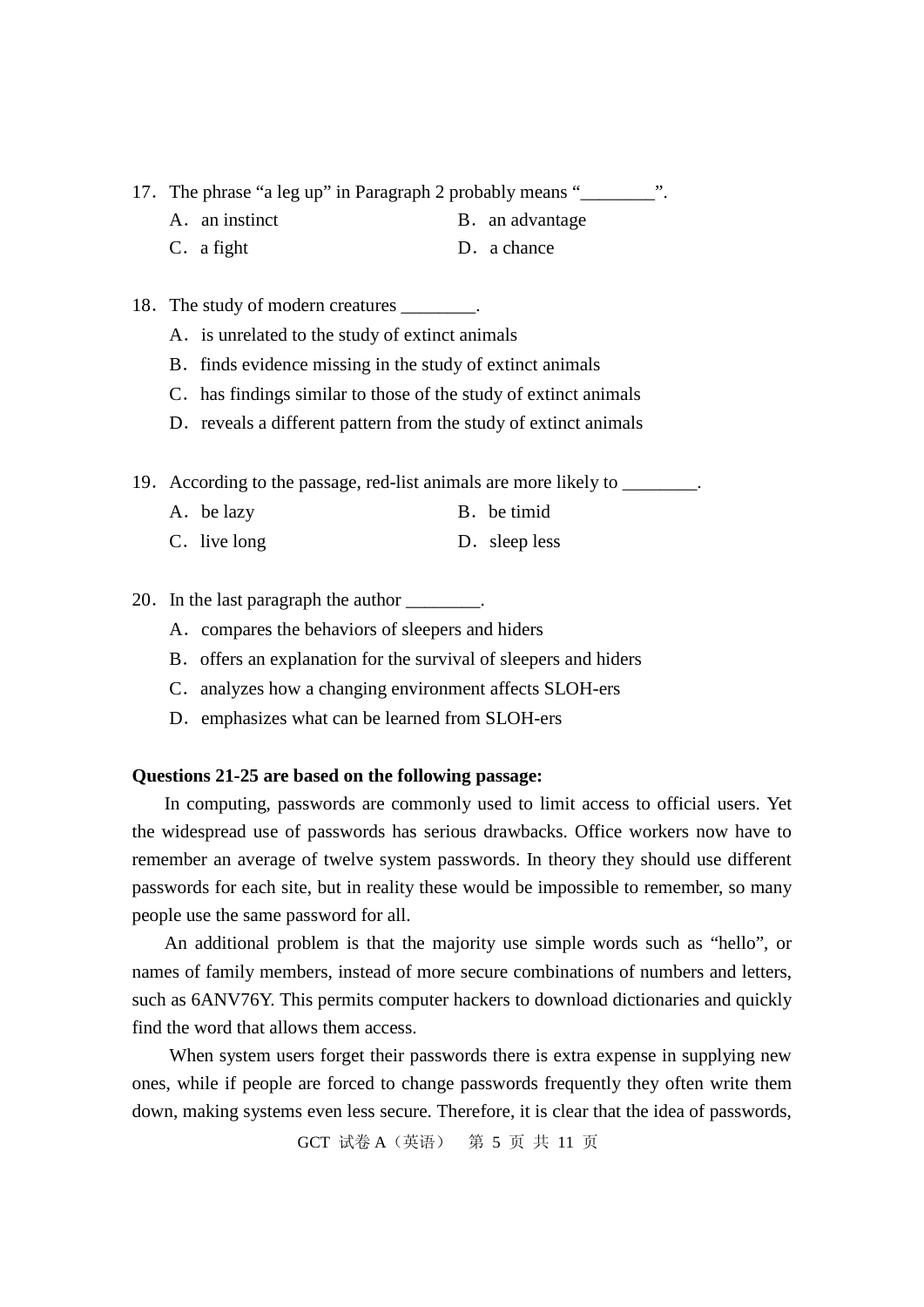17．The phrase “a leg up” in Paragraph 2 probably means “________”.

A．an instinct　　　　B．an advantage

C．a fight　　　　D．a chance

18．The study of modern creatures ________.

A．is unrelated to the study of extinct animals

B．finds evidence missing in the study of extinct animals

C．has findings similar to those of the study of extinct animals

D．reveals a different pattern from the study of extinct animals

19．According to the passage, red-list animals are more likely to ________.

A．be lazy　　　　B．be timid

C．live long　　　　D．sleep less

20．In the last paragraph the author ________.

A．compares the behaviors of sleepers and hiders

B．offers an explanation for the survival of sleepers and hiders

C．analyzes how a changing environment affects SLOH-ers

D．emphasizes what can be learned from SLOH-ers

**Questions 21-25 are based on the following passage:**

In computing, passwords are commonly used to limit access to official users. Yet the widespread use of passwords has serious drawbacks. Office workers now have to remember an average of twelve system passwords. In theory they should use different passwords for each site, but in reality these would be impossible to remember, so many people use the same password for all.

An additional problem is that the majority use simple words such as “hello”, or names of family members, instead of more secure combinations of numbers and letters, such as 6ANV76Y. This permits computer hackers to download dictionaries and quickly find the word that allows them access.

When system users forget their passwords there is extra expense in supplying new ones, while if people are forced to change passwords frequently they often write them down, making systems even less secure. Therefore, it is clear that the idea of passwords,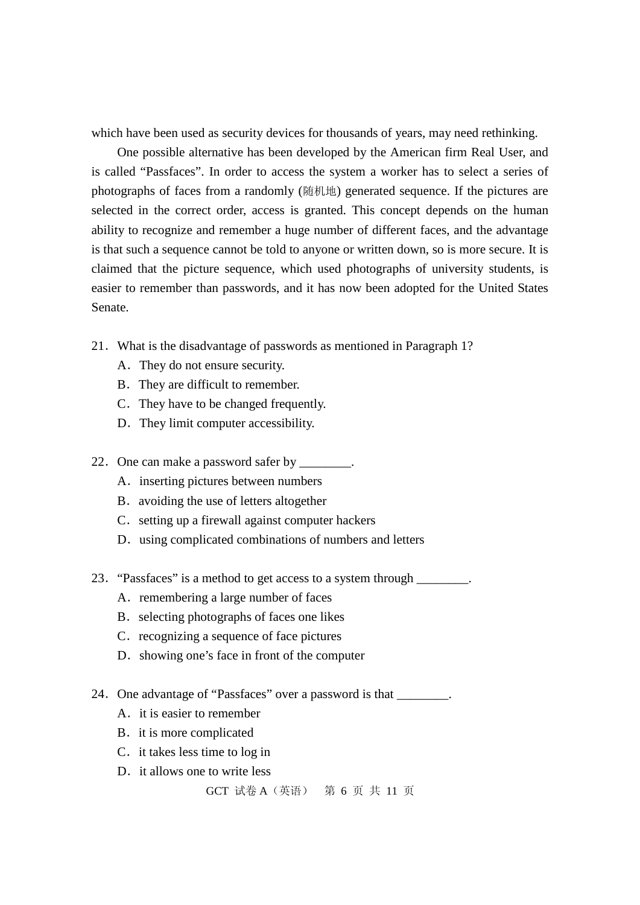which have been used as security devices for thousands of years, may need rethinking.

One possible alternative has been developed by the American firm Real User, and is called “Passfaces”. In order to access the system a worker has to select a series of photographs of faces from a randomly (随机地) generated sequence. If the pictures are selected in the correct order, access is granted. This concept depends on the human ability to recognize and remember a huge number of different faces, and the advantage is that such a sequence cannot be told to anyone or written down, so is more secure. It is claimed that the picture sequence, which used photographs of university students, is easier to remember than passwords, and it has now been adopted for the United States Senate.

21．What is the disadvantage of passwords as mentioned in Paragraph 1?

A．They do not ensure security.

B．They are difficult to remember.

C．They have to be changed frequently.

D．They limit computer accessibility.

22．One can make a password safer by ________.

A．inserting pictures between numbers

B．avoiding the use of letters altogether

C．setting up a firewall against computer hackers

D．using complicated combinations of numbers and letters

23．“Passfaces” is a method to get access to a system through ________.

A．remembering a large number of faces

B．selecting photographs of faces one likes

C．recognizing a sequence of face pictures

D．showing one’s face in front of the computer

24．One advantage of “Passfaces” over a password is that ________.

A．it is easier to remember

B．it is more complicated

C．it takes less time to log in

D．it allows one to write less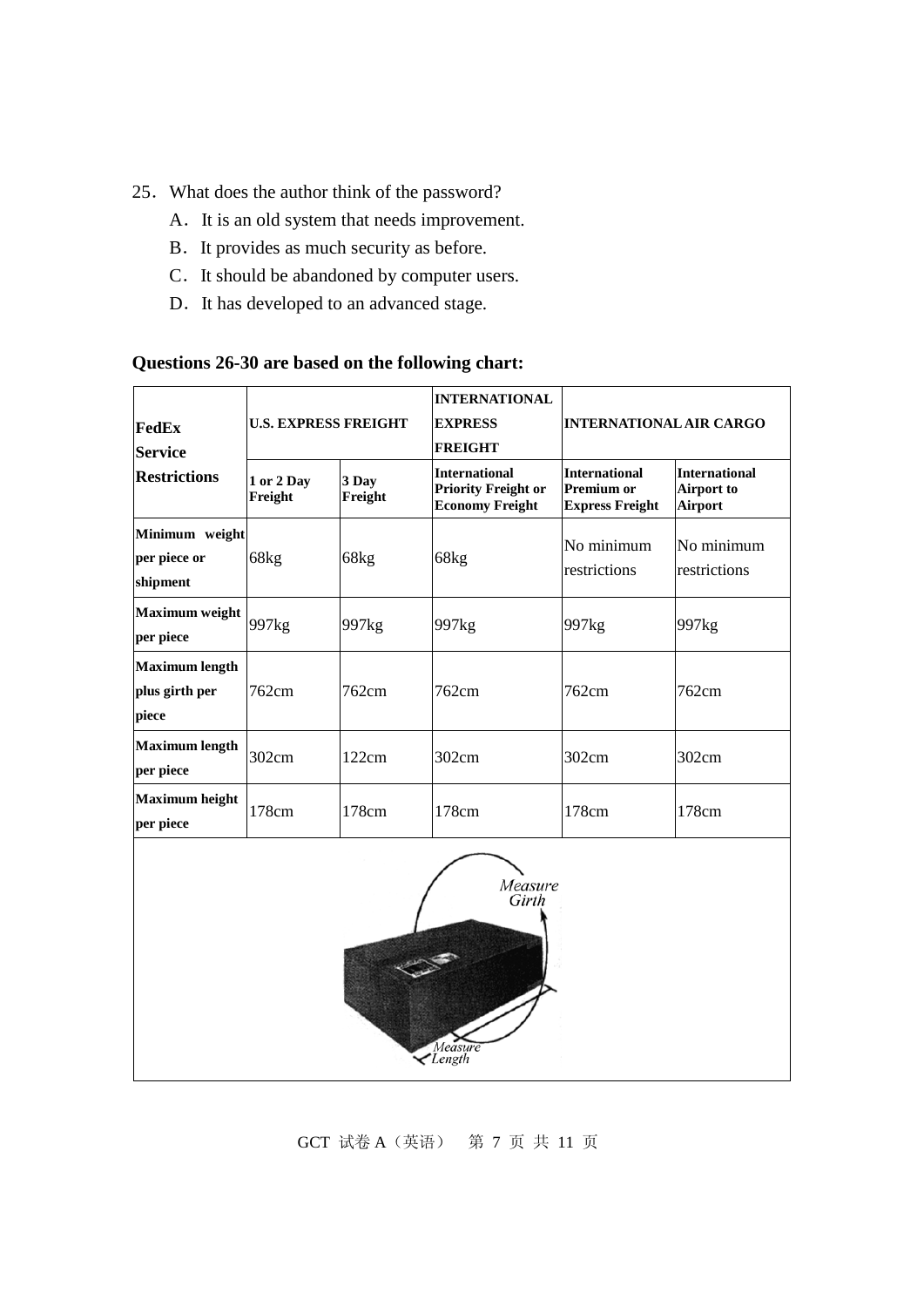25. What does the author think of the password?

A. It is an old system that needs improvement.

B. It provides as much security as before.

C. It should be abandoned by computer users.

D. It has developed to an advanced stage.

**Questions 26-30 are based on the following chart:**

| FedEx Service Restrictions | U.S. EXPRESS FREIGHT | | INTERNATIONAL EXPRESS FREIGHT | INTERNATIONAL AIR CARGO | |
|---|---|---|---|---|---|
| | 1 or 2 Day Freight | 3 Day Freight | International Priority Freight or Economy Freight | International Premium or Express Freight | International Airport to Airport |
| Minimum weight per piece or shipment | 68kg | 68kg | 68kg | No minimum restrictions | No minimum restrictions |
| Maximum weight per piece | 997kg | 997kg | 997kg | 997kg | 997kg |
| Maximum length plus girth per piece | 762cm | 762cm | 762cm | 762cm | 762cm |
| Maximum length per piece | 302cm | 122cm | 302cm | 302cm | 302cm |
| Maximum height per piece | 178cm | 178cm | 178cm | 178cm | 178cm |

Measure Girth

Measure Length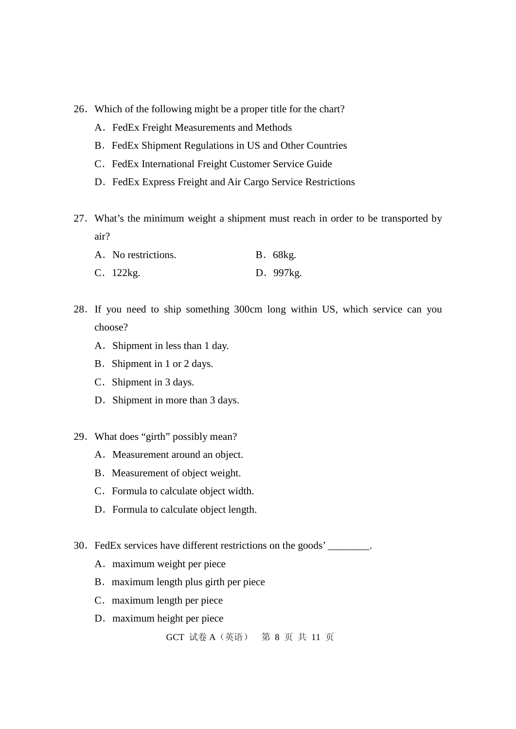26．Which of the following might be a proper title for the chart?

A．FedEx Freight Measurements and Methods

B．FedEx Shipment Regulations in US and Other Countries

C．FedEx International Freight Customer Service Guide

D．FedEx Express Freight and Air Cargo Service Restrictions

27．What's the minimum weight a shipment must reach in order to be transported by air?

A．No restrictions.

B．68kg.

C．122kg.

D．997kg.

28．If you need to ship something 300cm long within US, which service can you choose?

A．Shipment in less than 1 day.

B．Shipment in 1 or 2 days.

C．Shipment in 3 days.

D．Shipment in more than 3 days.

29．What does "girth" possibly mean?

A．Measurement around an object.

B．Measurement of object weight.

C．Formula to calculate object width.

D．Formula to calculate object length.

30．FedEx services have different restrictions on the goods' ________.

A．maximum weight per piece

B．maximum length plus girth per piece

C．maximum length per piece

D．maximum height per piece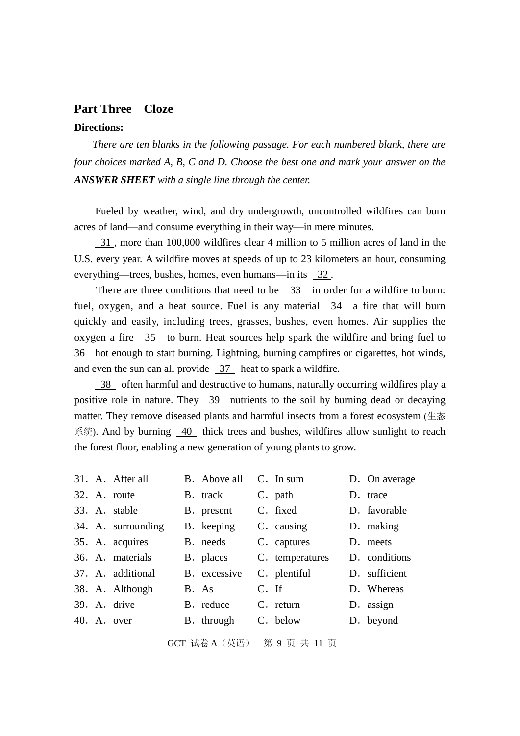## Part Three　Cloze

**Directions:**

*There are ten blanks in the following passage. For each numbered blank, there are four choices marked A, B, C and D. Choose the best one and mark your answer on the* ***ANSWER SHEET*** *with a single line through the center.*

Fueled by weather, wind, and dry undergrowth, uncontrolled wildfires can burn acres of land—and consume everything in their way—in mere minutes.

__31__, more than 100,000 wildfires clear 4 million to 5 million acres of land in the U.S. every year. A wildfire moves at speeds of up to 23 kilometers an hour, consuming everything—trees, bushes, homes, even humans—in its __32__.

There are three conditions that need to be __33__ in order for a wildfire to burn: fuel, oxygen, and a heat source. Fuel is any material __34__ a fire that will burn quickly and easily, including trees, grasses, bushes, even homes. Air supplies the oxygen a fire __35__ to burn. Heat sources help spark the wildfire and bring fuel to __36__ hot enough to start burning. Lightning, burning campfires or cigarettes, hot winds, and even the sun can all provide __37__ heat to spark a wildfire.

__38__ often harmful and destructive to humans, naturally occurring wildfires play a positive role in nature. They __39__ nutrients to the soil by burning dead or decaying matter. They remove diseased plants and harmful insects from a forest ecosystem (生态系统). And by burning __40__ thick trees and bushes, wildfires allow sunlight to reach the forest floor, enabling a new generation of young plants to grow.

31．A．After all　　B．Above all　　C．In sum　　D．On average

32．A．route　　B．track　　C．path　　D．trace

33．A．stable　　B．present　　C．fixed　　D．favorable

34．A．surrounding　　B．keeping　　C．causing　　D．making

35．A．acquires　　B．needs　　C．captures　　D．meets

36．A．materials　　B．places　　C．temperatures　　D．conditions

37．A．additional　　B．excessive　　C．plentiful　　D．sufficient

38．A．Although　　B．As　　C．If　　D．Whereas

39．A．drive　　B．reduce　　C．return　　D．assign

40．A．over　　B．through　　C．below　　D．beyond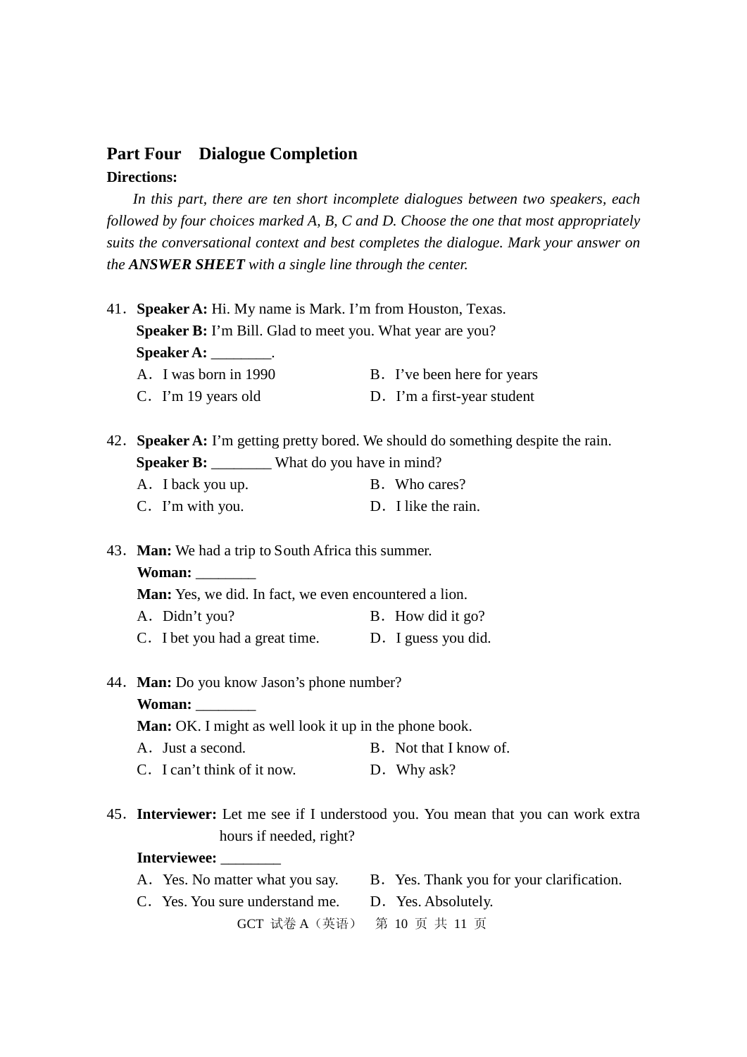## Part Four Dialogue Completion

**Directions:**

*In this part, there are ten short incomplete dialogues between two speakers, each followed by four choices marked A, B, C and D. Choose the one that most appropriately suits the conversational context and best completes the dialogue. Mark your answer on the* ***ANSWER SHEET*** *with a single line through the center.*

41. **Speaker A:** Hi. My name is Mark. I'm from Houston, Texas.
    **Speaker B:** I'm Bill. Glad to meet you. What year are you?
    **Speaker A:** ________.
    A. I was born in 1990 B. I've been here for years
    C. I'm 19 years old D. I'm a first-year student

42. **Speaker A:** I'm getting pretty bored. We should do something despite the rain.
    **Speaker B:** ________ What do you have in mind?
    A. I back you up. B. Who cares?
    C. I'm with you. D. I like the rain.

43. **Man:** We had a trip to South Africa this summer.
    **Woman:** ________
    **Man:** Yes, we did. In fact, we even encountered a lion.
    A. Didn't you? B. How did it go?
    C. I bet you had a great time. D. I guess you did.

44. **Man:** Do you know Jason's phone number?
    **Woman:** ________
    **Man:** OK. I might as well look it up in the phone book.
    A. Just a second. B. Not that I know of.
    C. I can't think of it now. D. Why ask?

45. **Interviewer:** Let me see if I understood you. You mean that you can work extra hours if needed, right?
    **Interviewee:** ________
    A. Yes. No matter what you say. B. Yes. Thank you for your clarification.
    C. Yes. You sure understand me. D. Yes. Absolutely.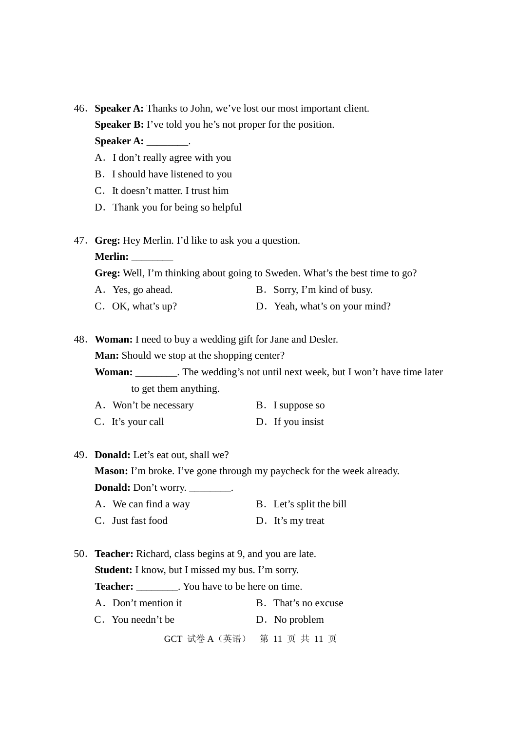46．**Speaker A:** Thanks to John, we've lost our most important client.

**Speaker B:** I've told you he's not proper for the position.

**Speaker A:** ________.

A．I don't really agree with you

B．I should have listened to you

C．It doesn't matter. I trust him

D．Thank you for being so helpful

47．**Greg:** Hey Merlin. I'd like to ask you a question.

**Merlin:** ________

**Greg:** Well, I'm thinking about going to Sweden. What's the best time to go?

A．Yes, go ahead.

B．Sorry, I'm kind of busy.

C．OK, what's up?

D．Yeah, what's on your mind?

48．**Woman:** I need to buy a wedding gift for Jane and Desler.

**Man:** Should we stop at the shopping center?

**Woman:** ________. The wedding's not until next week, but I won't have time later to get them anything.

A．Won't be necessary

B．I suppose so

C．It's your call

D．If you insist

49．**Donald:** Let's eat out, shall we?

**Mason:** I'm broke. I've gone through my paycheck for the week already.

**Donald:** Don't worry. ________.

A．We can find a way

B．Let's split the bill

C．Just fast food

D．It's my treat

50．**Teacher:** Richard, class begins at 9, and you are late.

**Student:** I know, but I missed my bus. I'm sorry.

**Teacher:** ________. You have to be here on time.

A．Don't mention it

B．That's no excuse

C．You needn't be

D．No problem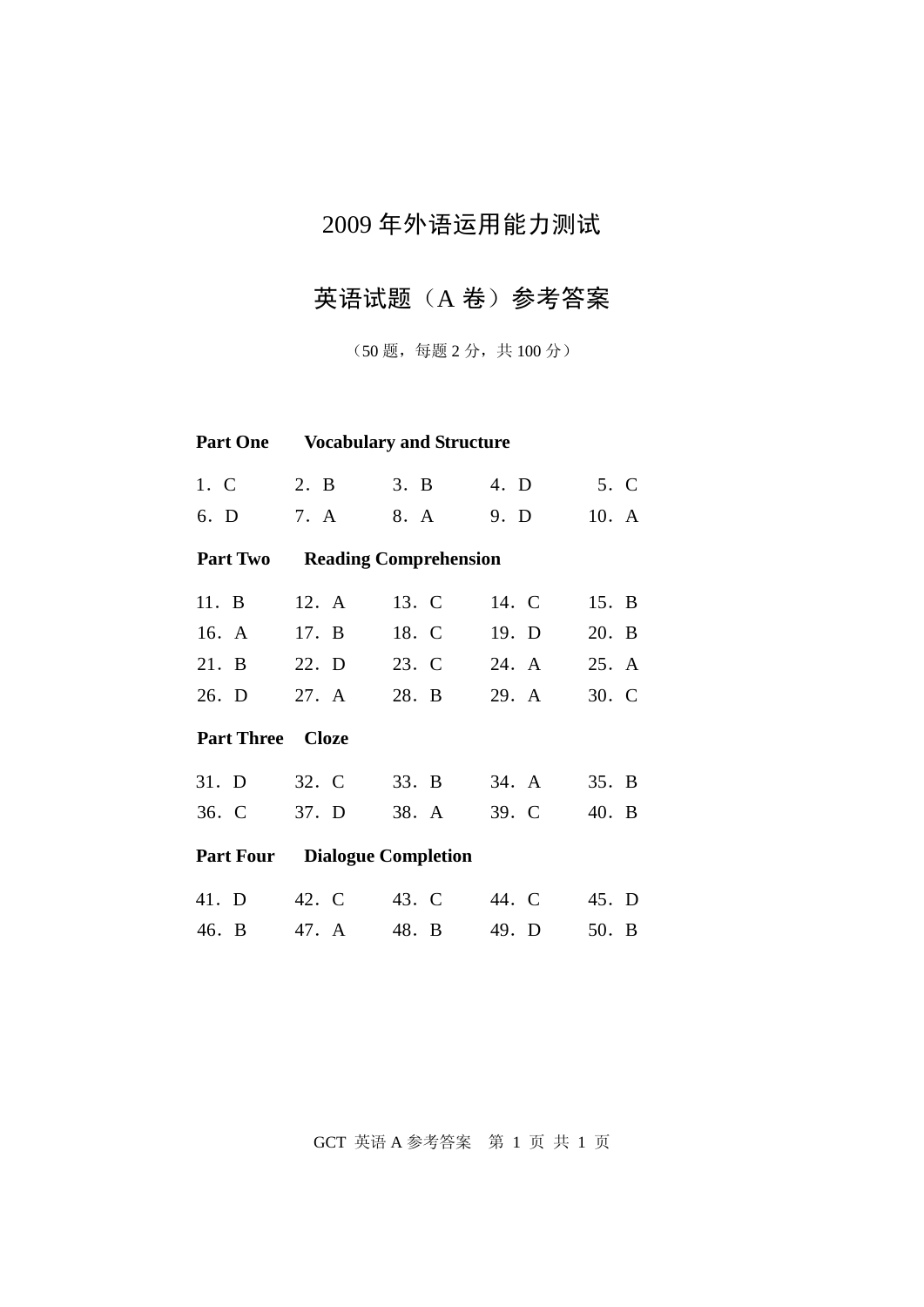# 2009 年外语运用能力测试

## 英语试题（A 卷）参考答案

（50 题，每题 2 分，共 100 分）

**Part One　Vocabulary and Structure**

| | | | | |
|---|---|---|---|---|
| 1．C | 2．B | 3．B | 4．D | 5．C |
| 6．D | 7．A | 8．A | 9．D | 10．A |

**Part Two　Reading Comprehension**

| | | | | |
|---|---|---|---|---|
| 11．B | 12．A | 13．C | 14．C | 15．B |
| 16．A | 17．B | 18．C | 19．D | 20．B |
| 21．B | 22．D | 23．C | 24．A | 25．A |
| 26．D | 27．A | 28．B | 29．A | 30．C |

**Part Three　Cloze**

| | | | | |
|---|---|---|---|---|
| 31．D | 32．C | 33．B | 34．A | 35．B |
| 36．C | 37．D | 38．A | 39．C | 40．B |

**Part Four　Dialogue Completion**

| | | | | |
|---|---|---|---|---|
| 41．D | 42．C | 43．C | 44．C | 45．D |
| 46．B | 47．A | 48．B | 49．D | 50．B |